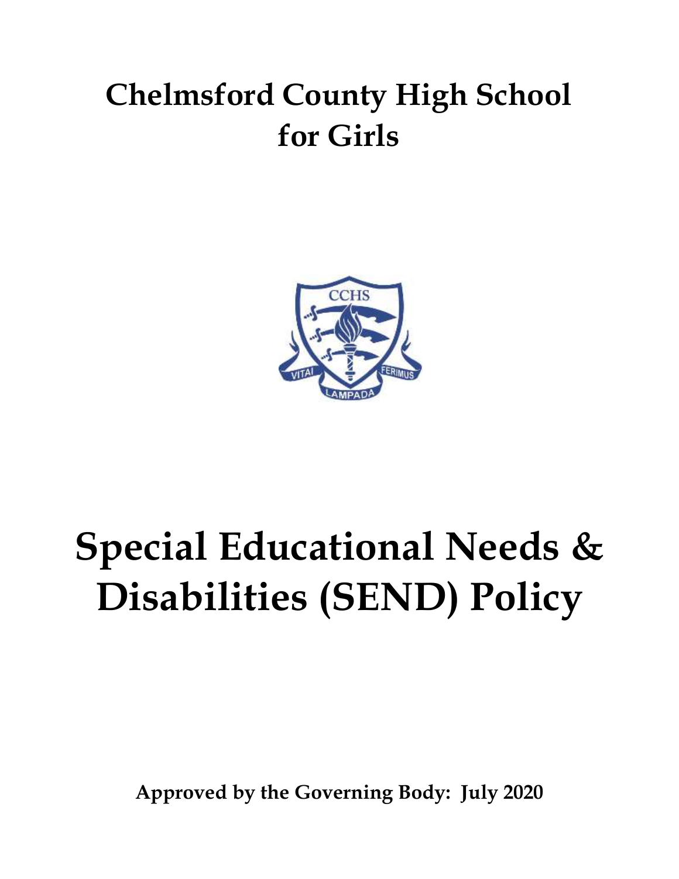# Chelmsford County High School for Girls

# Special Educational Needs & Disabilities (SEND) Policy

**Approved by the Governing Body: July 2020**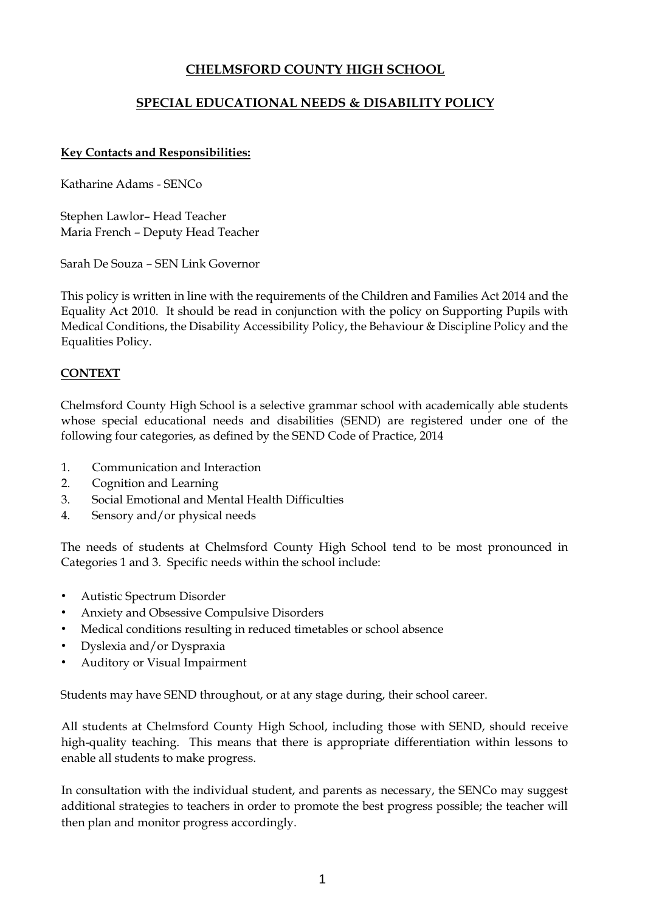# CHELMSFORD COUNTY HIGH SCHOOL

## SPECIAL EDUCATIONAL NEEDS & DISABILITY POLICY

**Key Contacts and Responsibilities:**

Katharine Adams - SENCo

Stephen Lawlor– Head Teacher
Maria French – Deputy Head Teacher

Sarah De Souza – SEN Link Governor

This policy is written in line with the requirements of the Children and Families Act 2014 and the Equality Act 2010. It should be read in conjunction with the policy on Supporting Pupils with Medical Conditions, the Disability Accessibility Policy, the Behaviour & Discipline Policy and the Equalities Policy.

**CONTEXT**

Chelmsford County High School is a selective grammar school with academically able students whose special educational needs and disabilities (SEND) are registered under one of the following four categories, as defined by the SEND Code of Practice, 2014

1. Communication and Interaction
2. Cognition and Learning
3. Social Emotional and Mental Health Difficulties
4. Sensory and/or physical needs

The needs of students at Chelmsford County High School tend to be most pronounced in Categories 1 and 3. Specific needs within the school include:

- Autistic Spectrum Disorder
- Anxiety and Obsessive Compulsive Disorders
- Medical conditions resulting in reduced timetables or school absence
- Dyslexia and/or Dyspraxia
- Auditory or Visual Impairment

Students may have SEND throughout, or at any stage during, their school career.

All students at Chelmsford County High School, including those with SEND, should receive high-quality teaching. This means that there is appropriate differentiation within lessons to enable all students to make progress.

In consultation with the individual student, and parents as necessary, the SENCo may suggest additional strategies to teachers in order to promote the best progress possible; the teacher will then plan and monitor progress accordingly.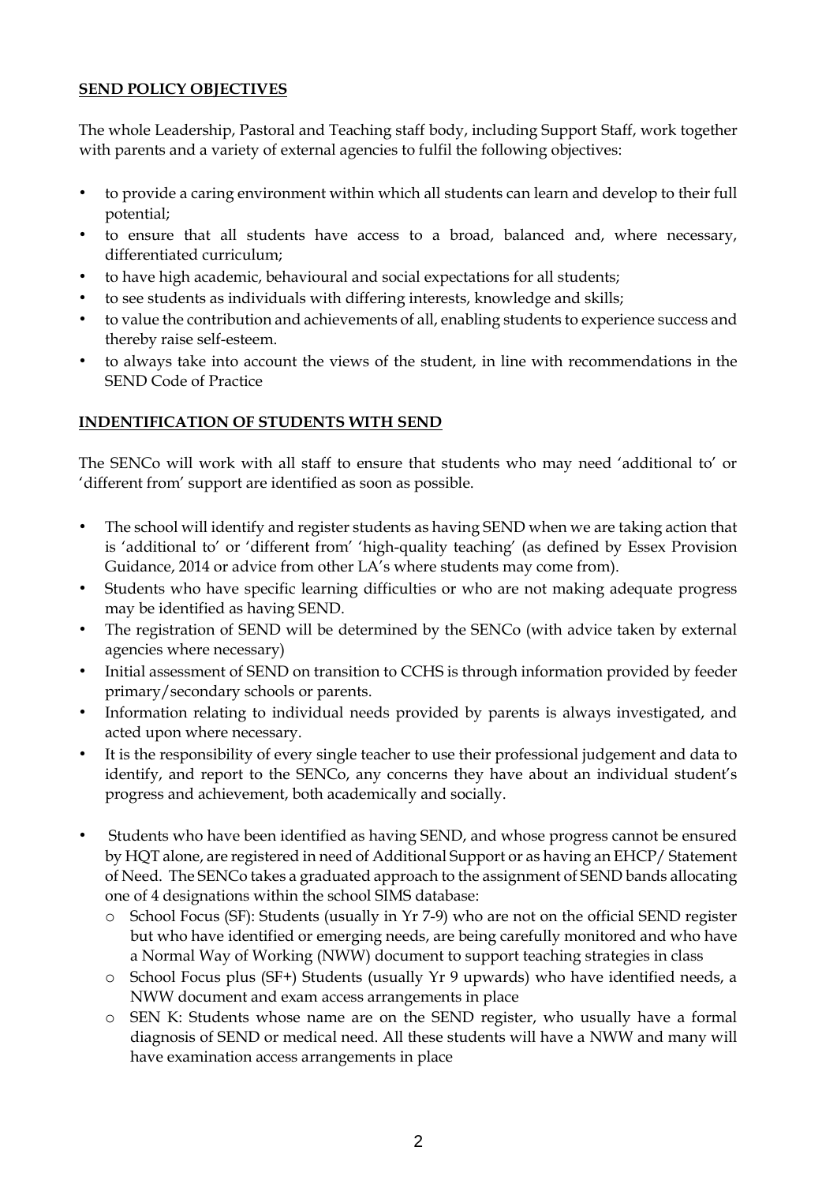## SEND POLICY OBJECTIVES

The whole Leadership, Pastoral and Teaching staff body, including Support Staff, work together with parents and a variety of external agencies to fulfil the following objectives:

- to provide a caring environment within which all students can learn and develop to their full potential;
- to ensure that all students have access to a broad, balanced and, where necessary, differentiated curriculum;
- to have high academic, behavioural and social expectations for all students;
- to see students as individuals with differing interests, knowledge and skills;
- to value the contribution and achievements of all, enabling students to experience success and thereby raise self-esteem.
- to always take into account the views of the student, in line with recommendations in the SEND Code of Practice

## INDENTIFICATION OF STUDENTS WITH SEND

The SENCo will work with all staff to ensure that students who may need 'additional to' or 'different from' support are identified as soon as possible.

- The school will identify and register students as having SEND when we are taking action that is 'additional to' or 'different from' 'high-quality teaching' (as defined by Essex Provision Guidance, 2014 or advice from other LA's where students may come from).
- Students who have specific learning difficulties or who are not making adequate progress may be identified as having SEND.
- The registration of SEND will be determined by the SENCo (with advice taken by external agencies where necessary)
- Initial assessment of SEND on transition to CCHS is through information provided by feeder primary/secondary schools or parents.
- Information relating to individual needs provided by parents is always investigated, and acted upon where necessary.
- It is the responsibility of every single teacher to use their professional judgement and data to identify, and report to the SENCo, any concerns they have about an individual student's progress and achievement, both academically and socially.
- Students who have been identified as having SEND, and whose progress cannot be ensured by HQT alone, are registered in need of Additional Support or as having an EHCP/ Statement of Need. The SENCo takes a graduated approach to the assignment of SEND bands allocating one of 4 designations within the school SIMS database:
  - School Focus (SF): Students (usually in Yr 7-9) who are not on the official SEND register but who have identified or emerging needs, are being carefully monitored and who have a Normal Way of Working (NWW) document to support teaching strategies in class
  - School Focus plus (SF+) Students (usually Yr 9 upwards) who have identified needs, a NWW document and exam access arrangements in place
  - SEN K: Students whose name are on the SEND register, who usually have a formal diagnosis of SEND or medical need. All these students will have a NWW and many will have examination access arrangements in place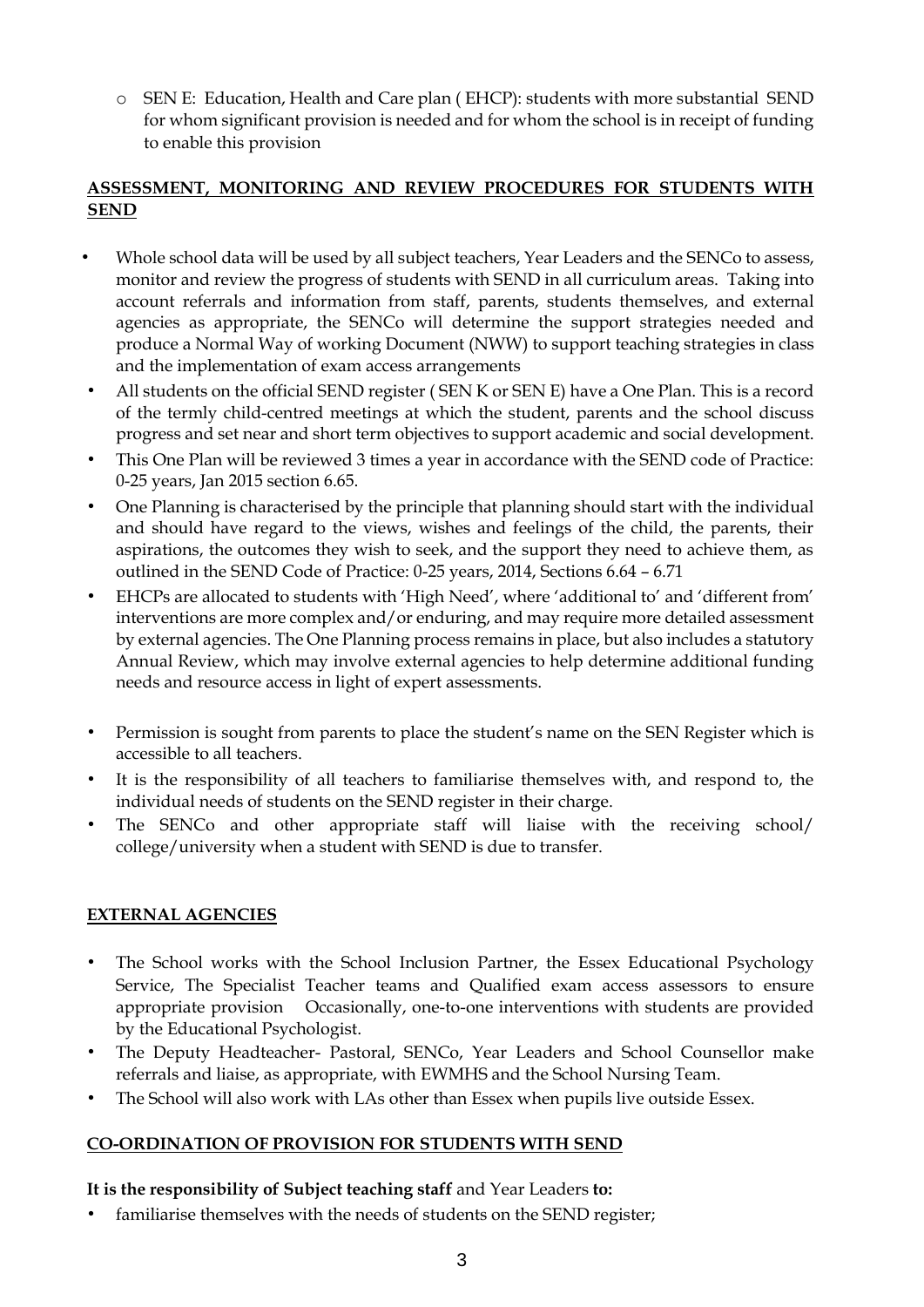- SEN E: Education, Health and Care plan ( EHCP): students with more substantial SEND for whom significant provision is needed and for whom the school is in receipt of funding to enable this provision

## ASSESSMENT, MONITORING AND REVIEW PROCEDURES FOR STUDENTS WITH SEND

- Whole school data will be used by all subject teachers, Year Leaders and the SENCo to assess, monitor and review the progress of students with SEND in all curriculum areas. Taking into account referrals and information from staff, parents, students themselves, and external agencies as appropriate, the SENCo will determine the support strategies needed and produce a Normal Way of working Document (NWW) to support teaching strategies in class and the implementation of exam access arrangements
- All students on the official SEND register ( SEN K or SEN E) have a One Plan. This is a record of the termly child-centred meetings at which the student, parents and the school discuss progress and set near and short term objectives to support academic and social development.
- This One Plan will be reviewed 3 times a year in accordance with the SEND code of Practice: 0-25 years, Jan 2015 section 6.65.
- One Planning is characterised by the principle that planning should start with the individual and should have regard to the views, wishes and feelings of the child, the parents, their aspirations, the outcomes they wish to seek, and the support they need to achieve them, as outlined in the SEND Code of Practice: 0-25 years, 2014, Sections 6.64 – 6.71
- EHCPs are allocated to students with 'High Need', where 'additional to' and 'different from' interventions are more complex and/or enduring, and may require more detailed assessment by external agencies. The One Planning process remains in place, but also includes a statutory Annual Review, which may involve external agencies to help determine additional funding needs and resource access in light of expert assessments.
- Permission is sought from parents to place the student's name on the SEN Register which is accessible to all teachers.
- It is the responsibility of all teachers to familiarise themselves with, and respond to, the individual needs of students on the SEND register in their charge.
- The SENCo and other appropriate staff will liaise with the receiving school/ college/university when a student with SEND is due to transfer.

## EXTERNAL AGENCIES

- The School works with the School Inclusion Partner, the Essex Educational Psychology Service, The Specialist Teacher teams and Qualified exam access assessors to ensure appropriate provision Occasionally, one-to-one interventions with students are provided by the Educational Psychologist.
- The Deputy Headteacher- Pastoral, SENCo, Year Leaders and School Counsellor make referrals and liaise, as appropriate, with EWMHS and the School Nursing Team.
- The School will also work with LAs other than Essex when pupils live outside Essex.

## CO-ORDINATION OF PROVISION FOR STUDENTS WITH SEND

**It is the responsibility of Subject teaching staff** and Year Leaders **to:**

- familiarise themselves with the needs of students on the SEND register;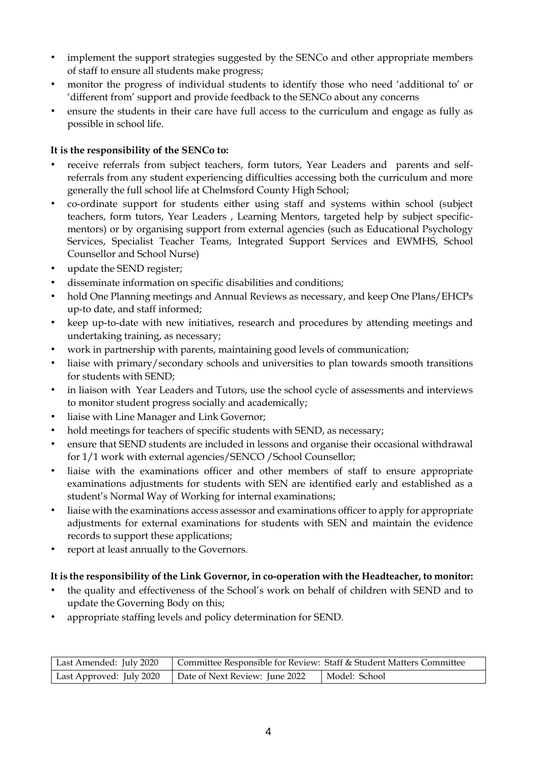- implement the support strategies suggested by the SENCo and other appropriate members of staff to ensure all students make progress;
- monitor the progress of individual students to identify those who need 'additional to' or 'different from' support and provide feedback to the SENCo about any concerns
- ensure the students in their care have full access to the curriculum and engage as fully as possible in school life.

**It is the responsibility of the SENCo to:**

- receive referrals from subject teachers, form tutors, Year Leaders and parents and self-referrals from any student experiencing difficulties accessing both the curriculum and more generally the full school life at Chelmsford County High School;
- co-ordinate support for students either using staff and systems within school (subject teachers, form tutors, Year Leaders , Learning Mentors, targeted help by subject specific-mentors) or by organising support from external agencies (such as Educational Psychology Services, Specialist Teacher Teams, Integrated Support Services and EWMHS, School Counsellor and School Nurse)
- update the SEND register;
- disseminate information on specific disabilities and conditions;
- hold One Planning meetings and Annual Reviews as necessary, and keep One Plans/EHCPs up-to date, and staff informed;
- keep up-to-date with new initiatives, research and procedures by attending meetings and undertaking training, as necessary;
- work in partnership with parents, maintaining good levels of communication;
- liaise with primary/secondary schools and universities to plan towards smooth transitions for students with SEND;
- in liaison with Year Leaders and Tutors, use the school cycle of assessments and interviews to monitor student progress socially and academically;
- liaise with Line Manager and Link Governor;
- hold meetings for teachers of specific students with SEND, as necessary;
- ensure that SEND students are included in lessons and organise their occasional withdrawal for 1/1 work with external agencies/SENCO /School Counsellor;
- liaise with the examinations officer and other members of staff to ensure appropriate examinations adjustments for students with SEN are identified early and established as a student's Normal Way of Working for internal examinations;
- liaise with the examinations access assessor and examinations officer to apply for appropriate adjustments for external examinations for students with SEN and maintain the evidence records to support these applications;
- report at least annually to the Governors.

**It is the responsibility of the Link Governor, in co-operation with the Headteacher, to monitor:**

- the quality and effectiveness of the School's work on behalf of children with SEND and to update the Governing Body on this;
- appropriate staffing levels and policy determination for SEND.

| | | |
|---|---|---|
| Last Amended: July 2020 | Committee Responsible for Review: Staff & Student Matters Committee | |
| Last Approved: July 2020 | Date of Next Review: June 2022 | Model: School |